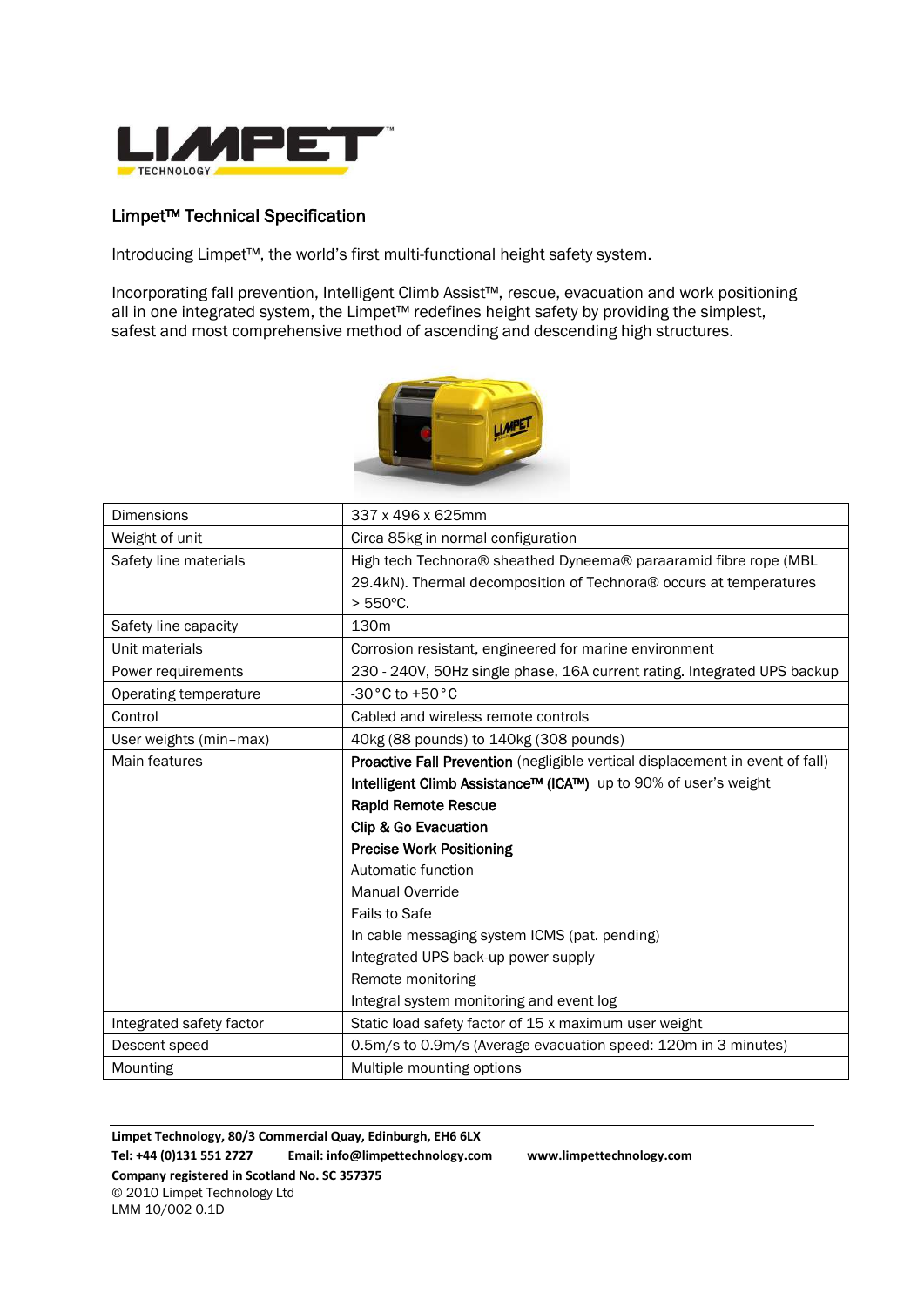## Limpet™ Technical Specification

Introducing Limpet™, the world's first multi-functional height safety system.

Incorporating fall prevention, Intelligent Climb Assist™, rescue, evacuation and work positioning all in one integrated system, the Limpet™ redefines height safety by providing the simplest, safest and most comprehensive method of ascending and descending high structures.

| | |
|---|---|
| Dimensions | 337 x 496 x 625mm |
| Weight of unit | Circa 85kg in normal configuration |
| Safety line materials | High tech Technora® sheathed Dyneema® paraaramid fibre rope (MBL 29.4kN). Thermal decomposition of Technora® occurs at temperatures > 550ºC. |
| Safety line capacity | 130m |
| Unit materials | Corrosion resistant, engineered for marine environment |
| Power requirements | 230 - 240V, 50Hz single phase, 16A current rating. Integrated UPS backup |
| Operating temperature | -30°C to +50°C |
| Control | Cabled and wireless remote controls |
| User weights (min–max) | 40kg (88 pounds) to 140kg (308 pounds) |
| Main features | **Proactive Fall Prevention** (negligible vertical displacement in event of fall)<br>**Intelligent Climb Assistance™ (ICA™)** up to 90% of user's weight<br>**Rapid Remote Rescue**<br>**Clip & Go Evacuation**<br>**Precise Work Positioning**<br>Automatic function<br>Manual Override<br>Fails to Safe<br>In cable messaging system ICMS (pat. pending)<br>Integrated UPS back-up power supply<br>Remote monitoring<br>Integral system monitoring and event log |
| Integrated safety factor | Static load safety factor of 15 x maximum user weight |
| Descent speed | 0.5m/s to 0.9m/s (Average evacuation speed: 120m in 3 minutes) |
| Mounting | Multiple mounting options |

**Limpet Technology, 80/3 Commercial Quay, Edinburgh, EH6 6LX**
**Tel: +44 (0)131 551 2727 Email: info@limpettechnology.com www.limpettechnology.com**
**Company registered in Scotland No. SC 357375**
© 2010 Limpet Technology Ltd
LMM 10/002 0.1D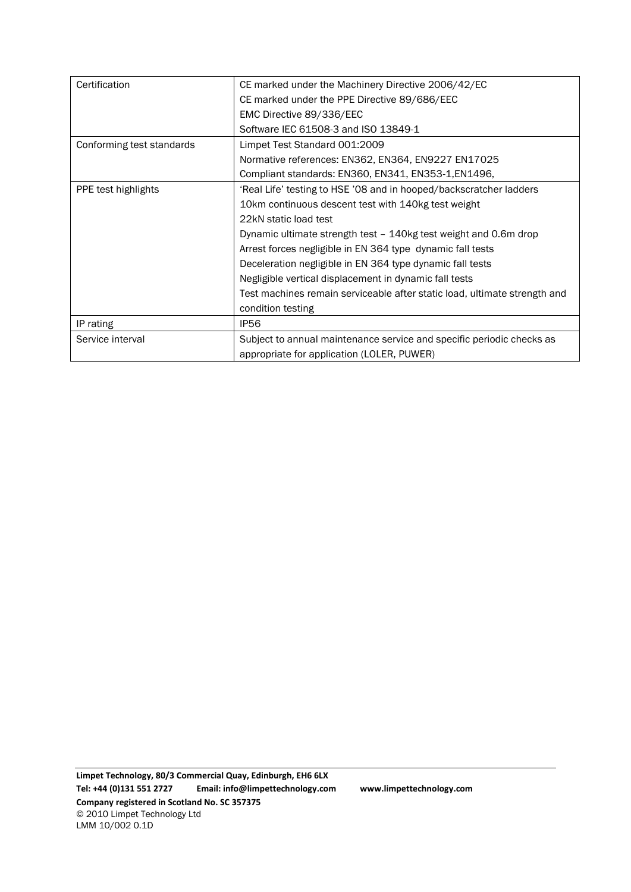| | |
|---|---|
| Certification | CE marked under the Machinery Directive 2006/42/EC<br>CE marked under the PPE Directive 89/686/EEC<br>EMC Directive 89/336/EEC<br>Software IEC 61508-3 and ISO 13849-1 |
| Conforming test standards | Limpet Test Standard 001:2009<br>Normative references: EN362, EN364, EN9227 EN17025<br>Compliant standards: EN360, EN341, EN353-1,EN1496, |
| PPE test highlights | 'Real Life' testing to HSE '08 and in hooped/backscratcher ladders<br>10km continuous descent test with 140kg test weight<br>22kN static load test<br>Dynamic ultimate strength test – 140kg test weight and 0.6m drop<br>Arrest forces negligible in EN 364 type dynamic fall tests<br>Deceleration negligible in EN 364 type dynamic fall tests<br>Negligible vertical displacement in dynamic fall tests<br>Test machines remain serviceable after static load, ultimate strength and condition testing |
| IP rating | IP56 |
| Service interval | Subject to annual maintenance service and specific periodic checks as appropriate for application (LOLER, PUWER) |

**Limpet Technology, 80/3 Commercial Quay, Edinburgh, EH6 6LX**
**Tel: +44 (0)131 551 2727 Email: info@limpettechnology.com www.limpettechnology.com**
**Company registered in Scotland No. SC 357375**
© 2010 Limpet Technology Ltd
LMM 10/002 0.1D